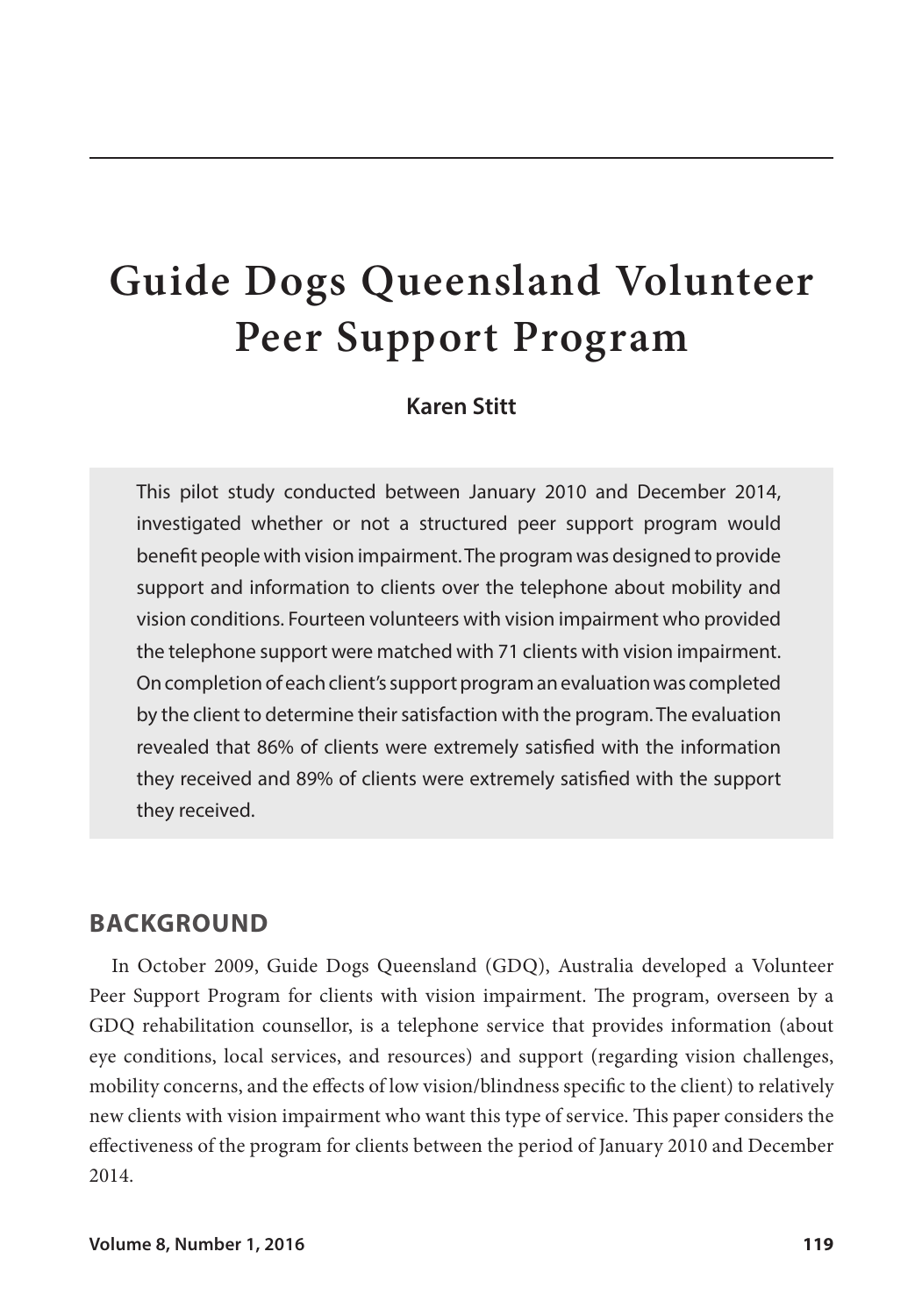# Guide Dogs Queensland Volunteer Peer Support Program

**Karen Stitt**

This pilot study conducted between January 2010 and December 2014, investigated whether or not a structured peer support program would benefit people with vision impairment. The program was designed to provide support and information to clients over the telephone about mobility and vision conditions. Fourteen volunteers with vision impairment who provided the telephone support were matched with 71 clients with vision impairment. On completion of each client's support program an evaluation was completed by the client to determine their satisfaction with the program. The evaluation revealed that 86% of clients were extremely satisfied with the information they received and 89% of clients were extremely satisfied with the support they received.

## BACKGROUND

In October 2009, Guide Dogs Queensland (GDQ), Australia developed a Volunteer Peer Support Program for clients with vision impairment. The program, overseen by a GDQ rehabilitation counsellor, is a telephone service that provides information (about eye conditions, local services, and resources) and support (regarding vision challenges, mobility concerns, and the effects of low vision/blindness specific to the client) to relatively new clients with vision impairment who want this type of service. This paper considers the effectiveness of the program for clients between the period of January 2010 and December 2014.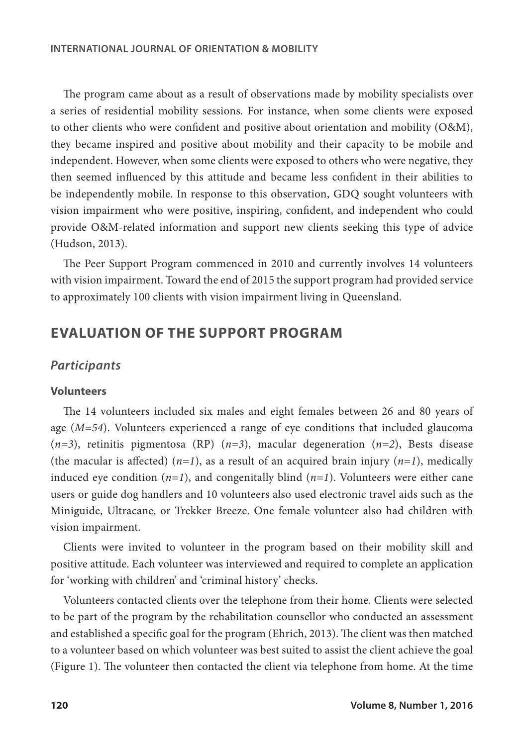The program came about as a result of observations made by mobility specialists over a series of residential mobility sessions. For instance, when some clients were exposed to other clients who were confident and positive about orientation and mobility (O&M), they became inspired and positive about mobility and their capacity to be mobile and independent. However, when some clients were exposed to others who were negative, they then seemed influenced by this attitude and became less confident in their abilities to be independently mobile. In response to this observation, GDQ sought volunteers with vision impairment who were positive, inspiring, confident, and independent who could provide O&M-related information and support new clients seeking this type of advice (Hudson, 2013).

The Peer Support Program commenced in 2010 and currently involves 14 volunteers with vision impairment. Toward the end of 2015 the support program had provided service to approximately 100 clients with vision impairment living in Queensland.

## EVALUATION OF THE SUPPORT PROGRAM

### *Participants*

#### Volunteers

The 14 volunteers included six males and eight females between 26 and 80 years of age (*M=54*). Volunteers experienced a range of eye conditions that included glaucoma (*n=3*), retinitis pigmentosa (RP) (*n=3*), macular degeneration (*n=2*), Bests disease (the macular is affected) (*n=1*), as a result of an acquired brain injury (*n=1*), medically induced eye condition (*n=1*), and congenitally blind (*n=1*). Volunteers were either cane users or guide dog handlers and 10 volunteers also used electronic travel aids such as the Miniguide, Ultracane, or Trekker Breeze. One female volunteer also had children with vision impairment.

Clients were invited to volunteer in the program based on their mobility skill and positive attitude. Each volunteer was interviewed and required to complete an application for 'working with children' and 'criminal history' checks.

Volunteers contacted clients over the telephone from their home. Clients were selected to be part of the program by the rehabilitation counsellor who conducted an assessment and established a specific goal for the program (Ehrich, 2013). The client was then matched to a volunteer based on which volunteer was best suited to assist the client achieve the goal (Figure 1). The volunteer then contacted the client via telephone from home. At the time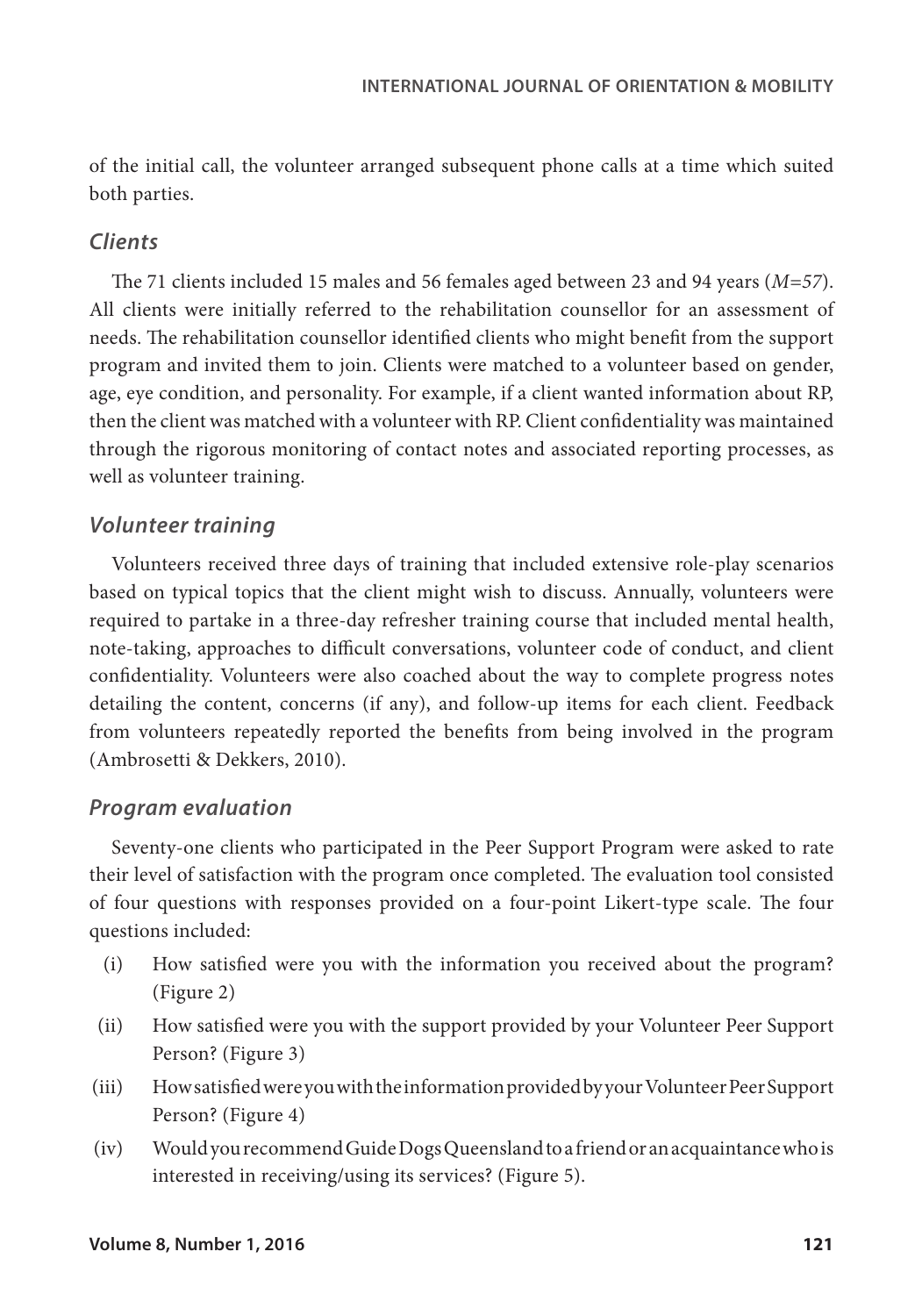of the initial call, the volunteer arranged subsequent phone calls at a time which suited both parties.

### *Clients*

The 71 clients included 15 males and 56 females aged between 23 and 94 years (*M=57*). All clients were initially referred to the rehabilitation counsellor for an assessment of needs. The rehabilitation counsellor identified clients who might benefit from the support program and invited them to join. Clients were matched to a volunteer based on gender, age, eye condition, and personality. For example, if a client wanted information about RP, then the client was matched with a volunteer with RP. Client confidentiality was maintained through the rigorous monitoring of contact notes and associated reporting processes, as well as volunteer training.

### *Volunteer training*

Volunteers received three days of training that included extensive role-play scenarios based on typical topics that the client might wish to discuss. Annually, volunteers were required to partake in a three-day refresher training course that included mental health, note-taking, approaches to difficult conversations, volunteer code of conduct, and client confidentiality. Volunteers were also coached about the way to complete progress notes detailing the content, concerns (if any), and follow-up items for each client. Feedback from volunteers repeatedly reported the benefits from being involved in the program (Ambrosetti & Dekkers, 2010).

### *Program evaluation*

Seventy-one clients who participated in the Peer Support Program were asked to rate their level of satisfaction with the program once completed. The evaluation tool consisted of four questions with responses provided on a four-point Likert-type scale. The four questions included:

- (i) How satisfied were you with the information you received about the program? (Figure 2)
- (ii) How satisfied were you with the support provided by your Volunteer Peer Support Person? (Figure 3)
- (iii) How satisfied were you with the information provided by your Volunteer Peer Support Person? (Figure 4)
- (iv) Would you recommend Guide Dogs Queensland to a friend or an acquaintance who is interested in receiving/using its services? (Figure 5).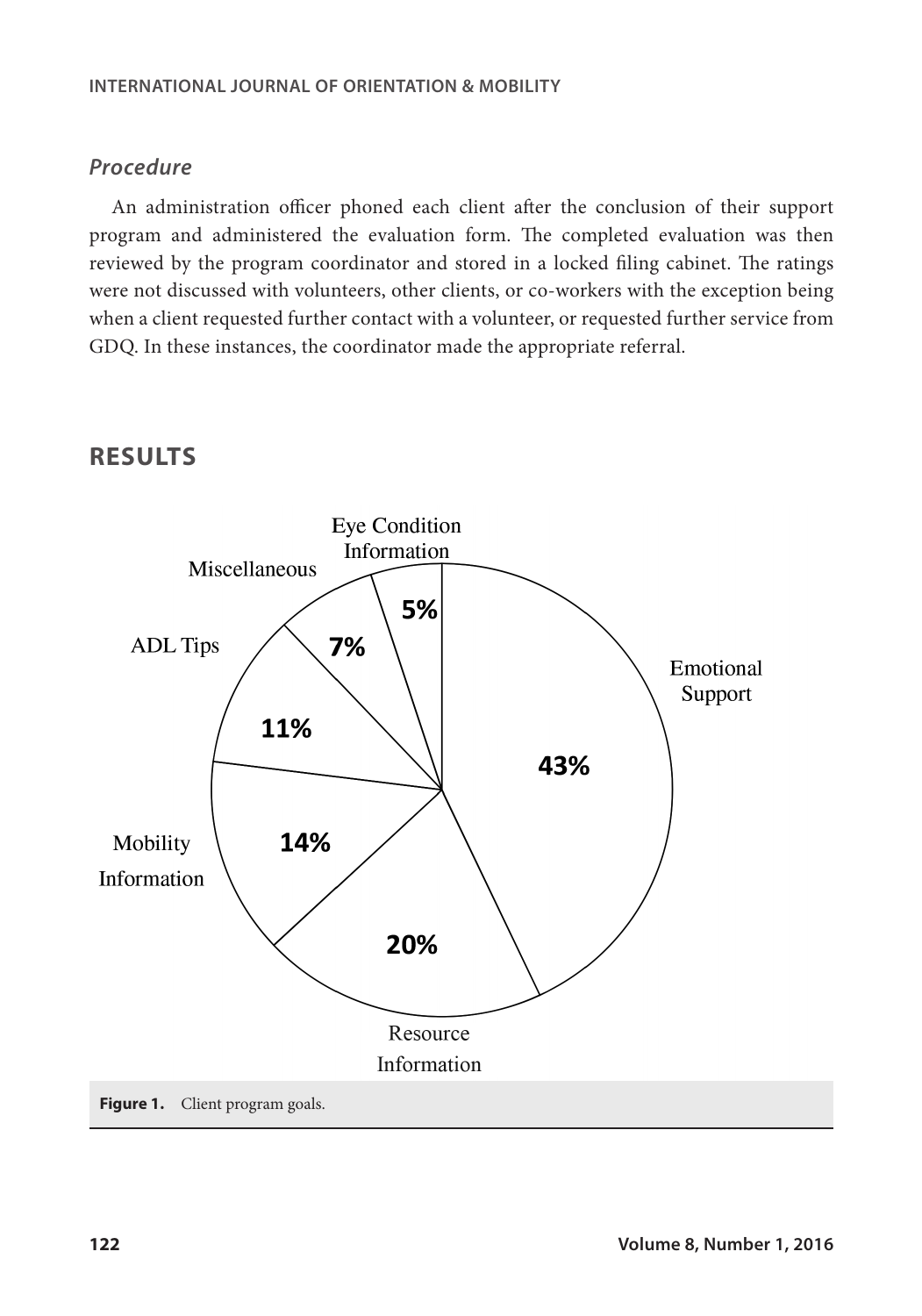### *Procedure*

An administration officer phoned each client after the conclusion of their support program and administered the evaluation form. The completed evaluation was then reviewed by the program coordinator and stored in a locked filing cabinet. The ratings were not discussed with volunteers, other clients, or co-workers with the exception being when a client requested further contact with a volunteer, or requested further service from GDQ. In these instances, the coordinator made the appropriate referral.

## RESULTS

Eye Condition Information
5%
Miscellaneous
7%
ADL Tips
11%
Emotional Support
43%
Mobility Information
14%
20%
Resource Information

**Figure 1.** Client program goals.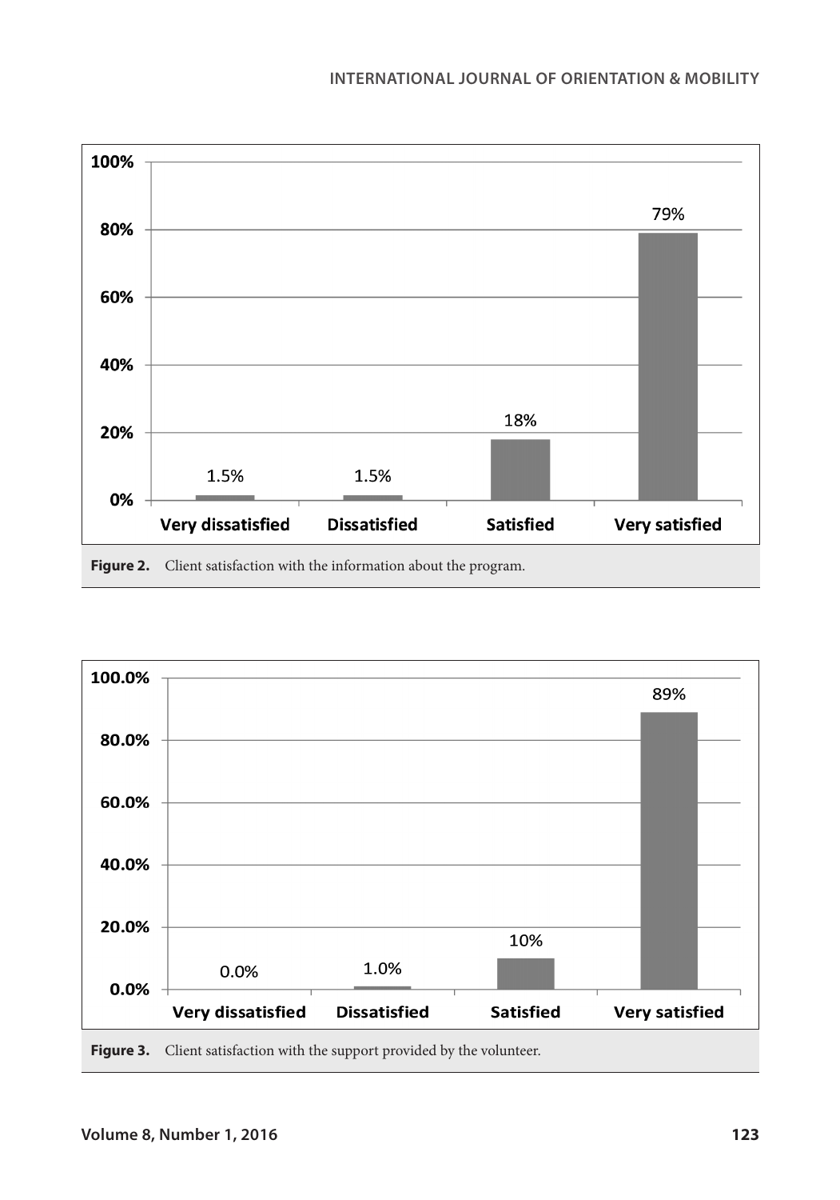100%
80%
60%
40%
20%
0%

1.5%
1.5%
18%
79%

Very dissatisfied
Dissatisfied
Satisfied
Very satisfied

**Figure 2.** Client satisfaction with the information about the program.

100.0%
80.0%
60.0%
40.0%
20.0%
0.0%

0.0%
1.0%
10%
89%

Very dissatisfied
Dissatisfied
Satisfied
Very satisfied

**Figure 3.** Client satisfaction with the support provided by the volunteer.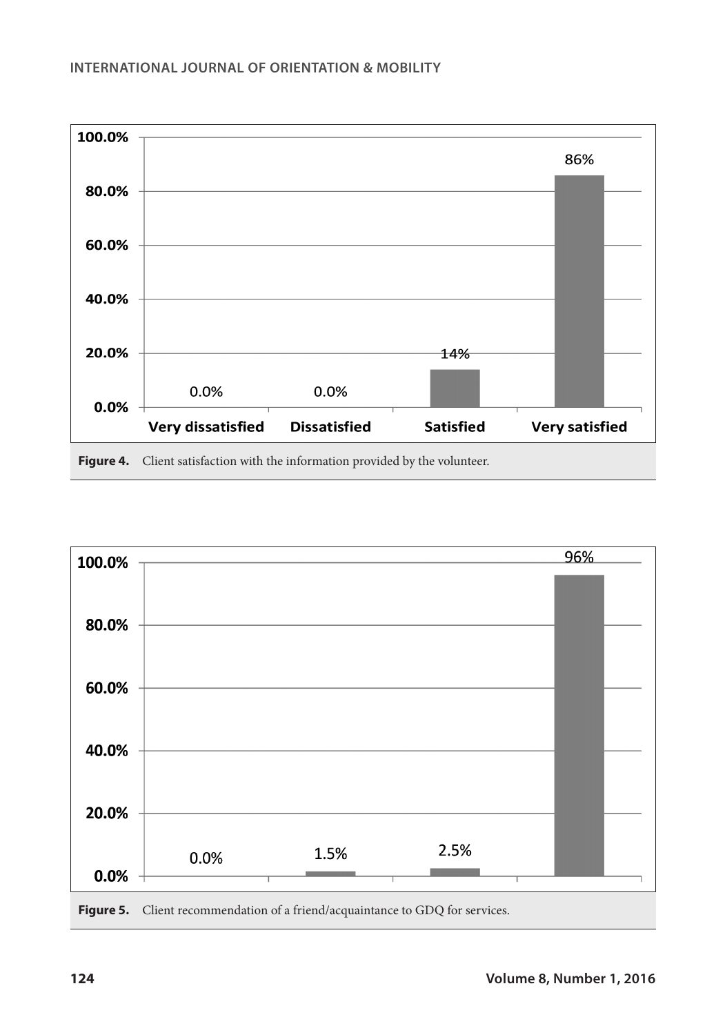100.0%
80.0%
60.0%
40.0%
20.0%
0.0%

0.0% 0.0% 14% 86%

Very dissatisfied Dissatisfied Satisfied Very satisfied

**Figure 4.** Client satisfaction with the information provided by the volunteer.

100.0%
80.0%
60.0%
40.0%
20.0%
0.0%

0.0% 1.5% 2.5% 96%

**Figure 5.** Client recommendation of a friend/acquaintance to GDQ for services.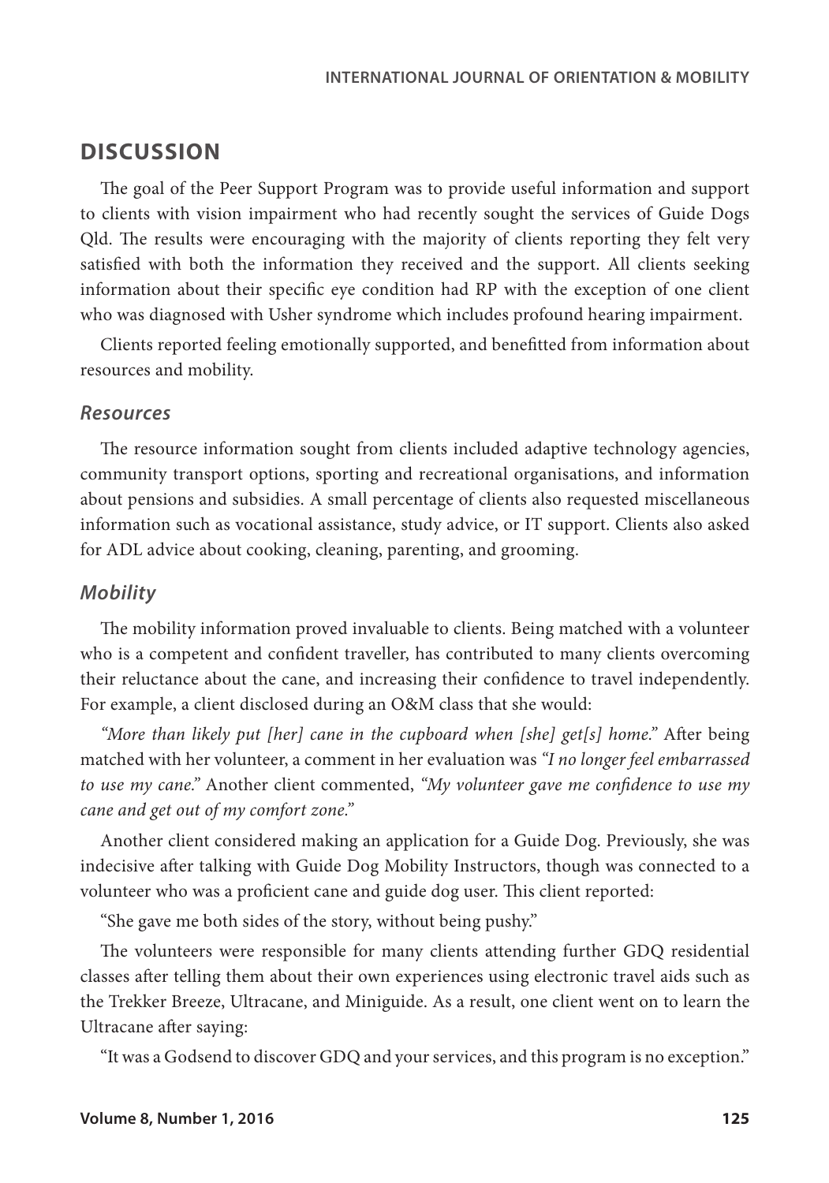## DISCUSSION

The goal of the Peer Support Program was to provide useful information and support to clients with vision impairment who had recently sought the services of Guide Dogs Qld. The results were encouraging with the majority of clients reporting they felt very satisfied with both the information they received and the support. All clients seeking information about their specific eye condition had RP with the exception of one client who was diagnosed with Usher syndrome which includes profound hearing impairment.

Clients reported feeling emotionally supported, and benefitted from information about resources and mobility.

### *Resources*

The resource information sought from clients included adaptive technology agencies, community transport options, sporting and recreational organisations, and information about pensions and subsidies. A small percentage of clients also requested miscellaneous information such as vocational assistance, study advice, or IT support. Clients also asked for ADL advice about cooking, cleaning, parenting, and grooming.

### *Mobility*

The mobility information proved invaluable to clients. Being matched with a volunteer who is a competent and confident traveller, has contributed to many clients overcoming their reluctance about the cane, and increasing their confidence to travel independently. For example, a client disclosed during an O&M class that she would:

*"More than likely put [her] cane in the cupboard when [she] get[s] home."* After being matched with her volunteer, a comment in her evaluation was *"I no longer feel embarrassed to use my cane."* Another client commented, *"My volunteer gave me confidence to use my cane and get out of my comfort zone."*

Another client considered making an application for a Guide Dog. Previously, she was indecisive after talking with Guide Dog Mobility Instructors, though was connected to a volunteer who was a proficient cane and guide dog user. This client reported:

"She gave me both sides of the story, without being pushy."

The volunteers were responsible for many clients attending further GDQ residential classes after telling them about their own experiences using electronic travel aids such as the Trekker Breeze, Ultracane, and Miniguide. As a result, one client went on to learn the Ultracane after saying:

"It was a Godsend to discover GDQ and your services, and this program is no exception."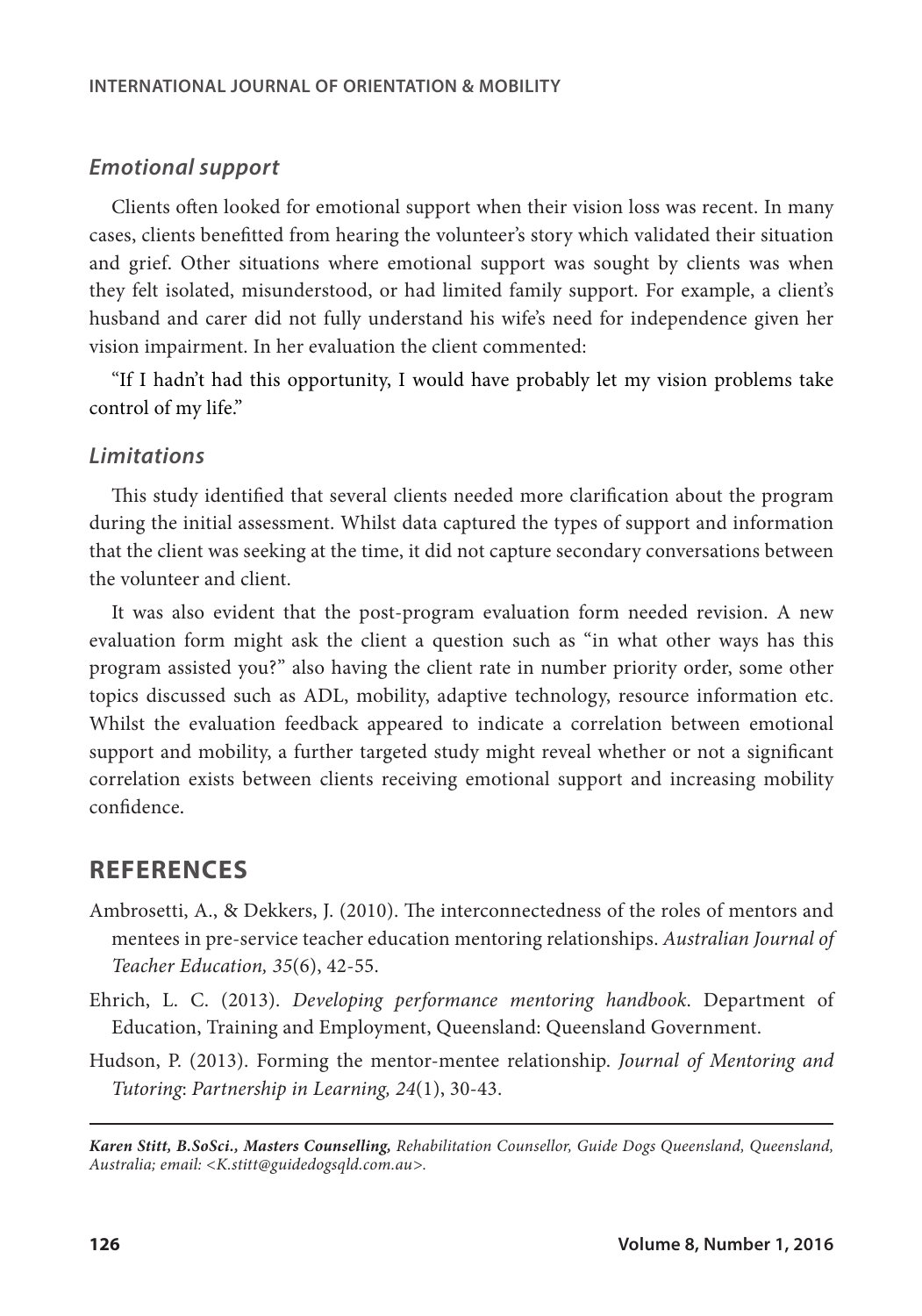### *Emotional support*

Clients often looked for emotional support when their vision loss was recent. In many cases, clients benefitted from hearing the volunteer's story which validated their situation and grief. Other situations where emotional support was sought by clients was when they felt isolated, misunderstood, or had limited family support. For example, a client's husband and carer did not fully understand his wife's need for independence given her vision impairment. In her evaluation the client commented:

"If I hadn't had this opportunity, I would have probably let my vision problems take control of my life."

### *Limitations*

This study identified that several clients needed more clarification about the program during the initial assessment. Whilst data captured the types of support and information that the client was seeking at the time, it did not capture secondary conversations between the volunteer and client.

It was also evident that the post-program evaluation form needed revision. A new evaluation form might ask the client a question such as "in what other ways has this program assisted you?" also having the client rate in number priority order, some other topics discussed such as ADL, mobility, adaptive technology, resource information etc. Whilst the evaluation feedback appeared to indicate a correlation between emotional support and mobility, a further targeted study might reveal whether or not a significant correlation exists between clients receiving emotional support and increasing mobility confidence.

## REFERENCES

Ambrosetti, A., & Dekkers, J. (2010). The interconnectedness of the roles of mentors and mentees in pre-service teacher education mentoring relationships. *Australian Journal of Teacher Education, 35*(6), 42-55.

Ehrich, L. C. (2013). *Developing performance mentoring handbook*. Department of Education, Training and Employment, Queensland: Queensland Government.

Hudson, P. (2013). Forming the mentor-mentee relationship. *Journal of Mentoring and Tutoring*: *Partnership in Learning, 24*(1), 30-43.

---

***Karen Stitt, B.SoSci., Masters Counselling,*** *Rehabilitation Counsellor, Guide Dogs Queensland, Queensland, Australia; email: <K.stitt@guidedogsqld.com.au>.*